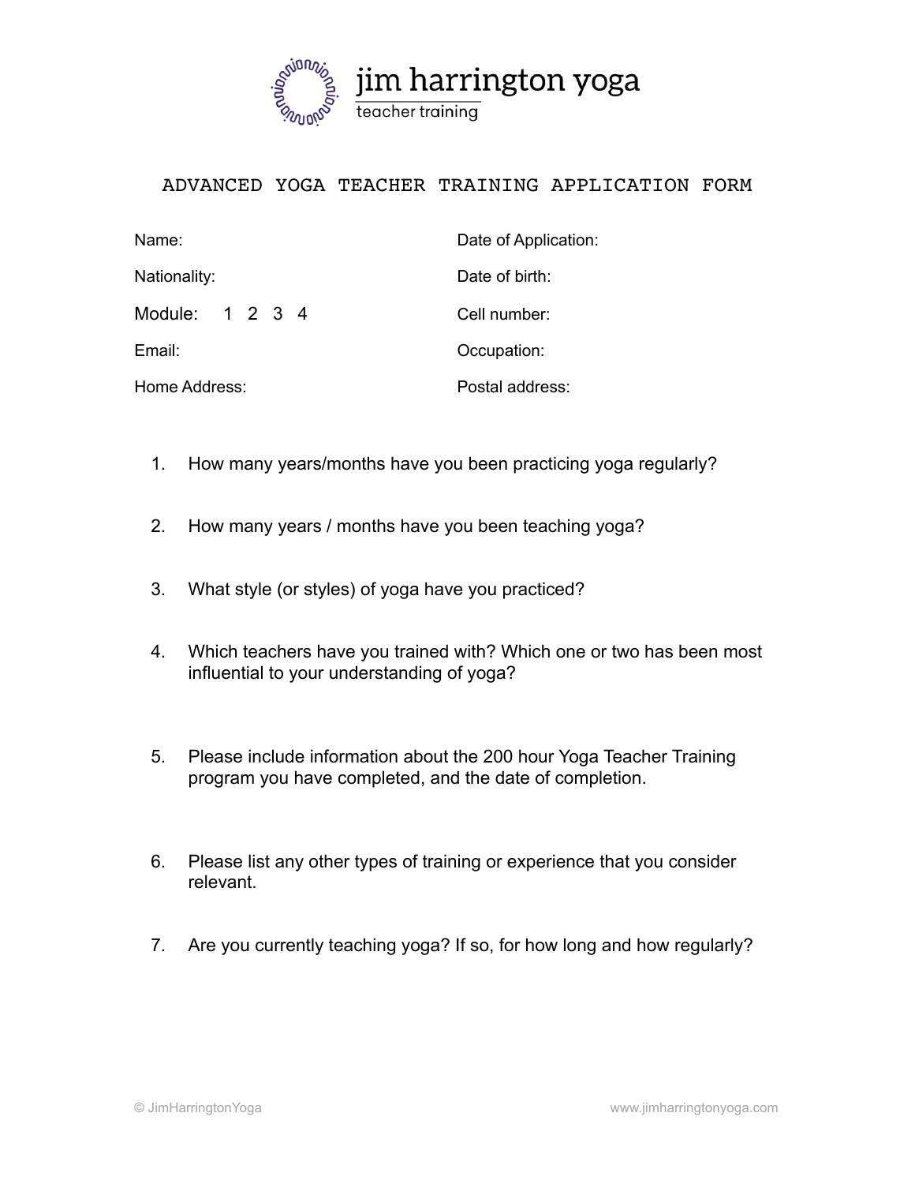jim harrington yoga

teacher training

# ADVANCED YOGA TEACHER TRAINING APPLICATION FORM

Name:

Date of Application:

Nationality:

Date of birth:

Module: 1 2 3 4

Cell number:

Email:

Occupation:

Home Address:

Postal address:

1. How many years/months have you been practicing yoga regularly?

2. How many years / months have you been teaching yoga?

3. What style (or styles) of yoga have you practiced?

4. Which teachers have you trained with? Which one or two has been most influential to your understanding of yoga?

5. Please include information about the 200 hour Yoga Teacher Training program you have completed, and the date of completion.

6. Please list any other types of training or experience that you consider relevant.

7. Are you currently teaching yoga? If so, for how long and how regularly?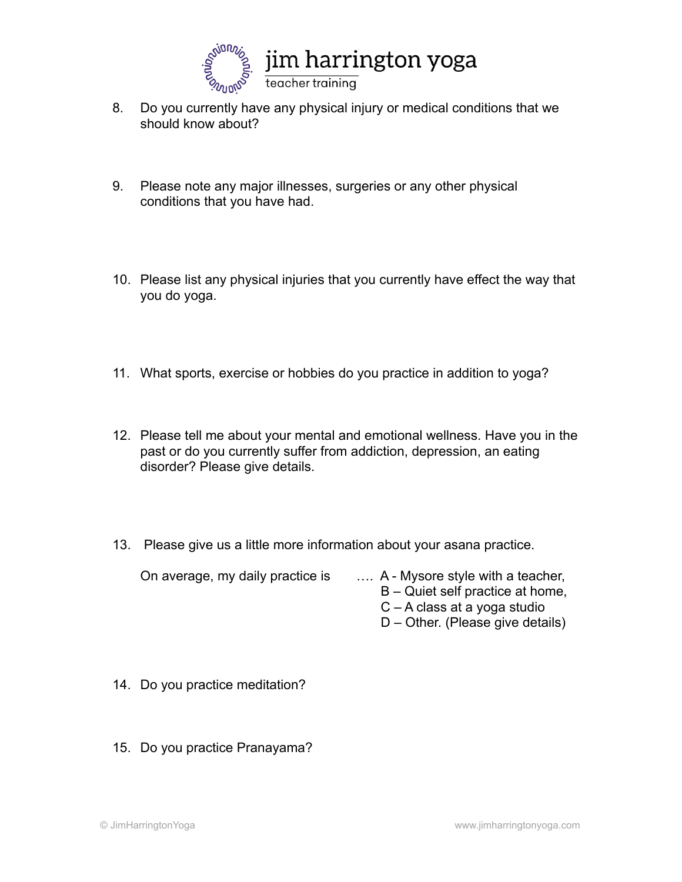8. Do you currently have any physical injury or medical conditions that we should know about?

9. Please note any major illnesses, surgeries or any other physical conditions that you have had.

10. Please list any physical injuries that you currently have effect the way that you do yoga.

11. What sports, exercise or hobbies do you practice in addition to yoga?

12. Please tell me about your mental and emotional wellness. Have you in the past or do you currently suffer from addiction, depression, an eating disorder? Please give details.

13. Please give us a little more information about your asana practice.

    On average, my daily practice is …. A - Mysore style with a teacher,
    B – Quiet self practice at home,
    C – A class at a yoga studio
    D – Other. (Please give details)

14. Do you practice meditation?

15. Do you practice Pranayama?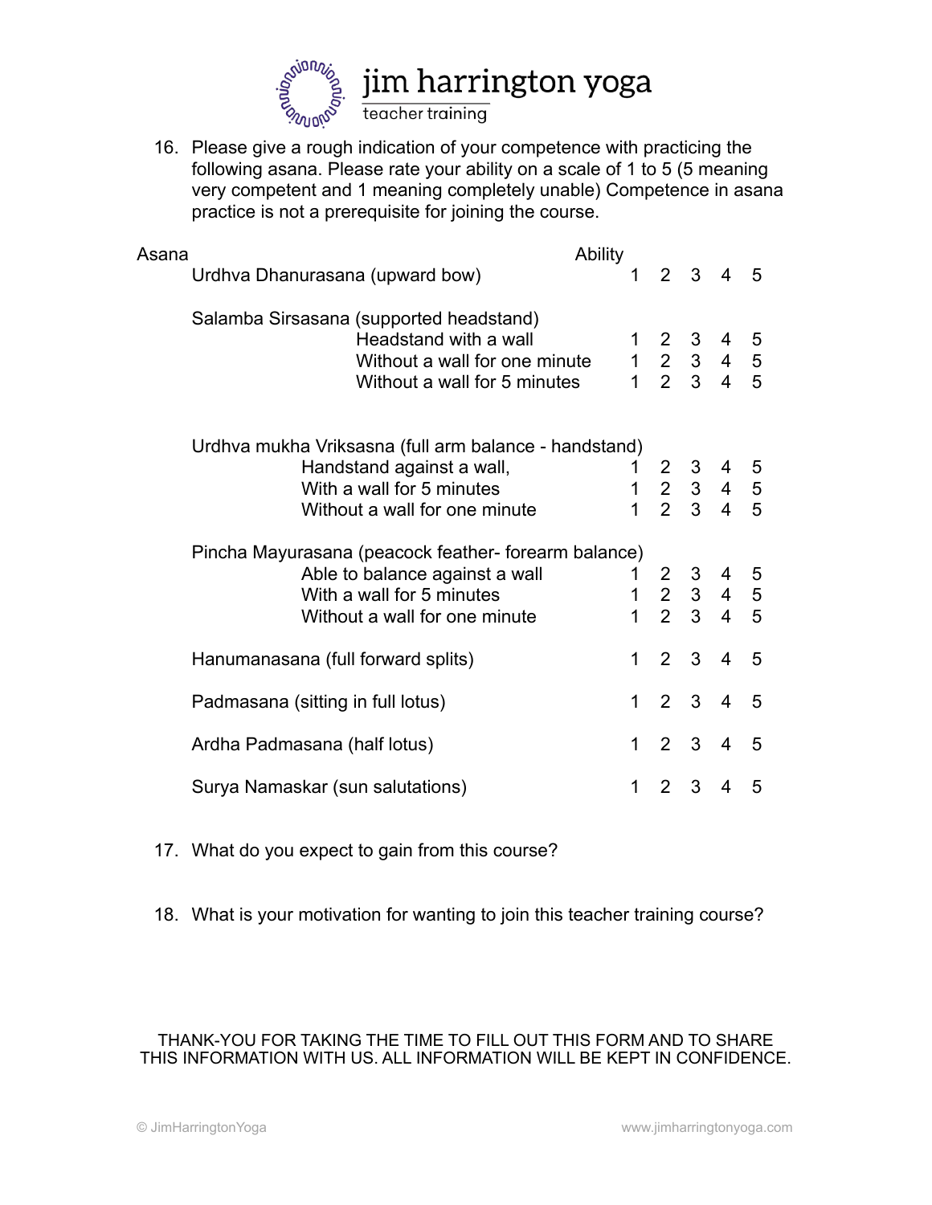16. Please give a rough indication of your competence with practicing the following asana. Please rate your ability on a scale of 1 to 5 (5 meaning very competent and 1 meaning completely unable) Competence in asana practice is not a prerequisite for joining the course.

| Asana | Ability | | | | |
|---|---|---|---|---|---|
| Urdhva Dhanurasana (upward bow) | 1 | 2 | 3 | 4 | 5 |
| Salamba Sirsasana (supported headstand) | | | | | |
| Headstand with a wall | 1 | 2 | 3 | 4 | 5 |
| Without a wall for one minute | 1 | 2 | 3 | 4 | 5 |
| Without a wall for 5 minutes | 1 | 2 | 3 | 4 | 5 |
| Urdhva mukha Vriksasna (full arm balance - handstand) | | | | | |
| Handstand against a wall, | 1 | 2 | 3 | 4 | 5 |
| With a wall for 5 minutes | 1 | 2 | 3 | 4 | 5 |
| Without a wall for one minute | 1 | 2 | 3 | 4 | 5 |
| Pincha Mayurasana (peacock feather- forearm balance) | | | | | |
| Able to balance against a wall | 1 | 2 | 3 | 4 | 5 |
| With a wall for 5 minutes | 1 | 2 | 3 | 4 | 5 |
| Without a wall for one minute | 1 | 2 | 3 | 4 | 5 |
| Hanumanasana (full forward splits) | 1 | 2 | 3 | 4 | 5 |
| Padmasana (sitting in full lotus) | 1 | 2 | 3 | 4 | 5 |
| Ardha Padmasana (half lotus) | 1 | 2 | 3 | 4 | 5 |
| Surya Namaskar (sun salutations) | 1 | 2 | 3 | 4 | 5 |

17. What do you expect to gain from this course?

18. What is your motivation for wanting to join this teacher training course?

THANK-YOU FOR TAKING THE TIME TO FILL OUT THIS FORM AND TO SHARE THIS INFORMATION WITH US. ALL INFORMATION WILL BE KEPT IN CONFIDENCE.